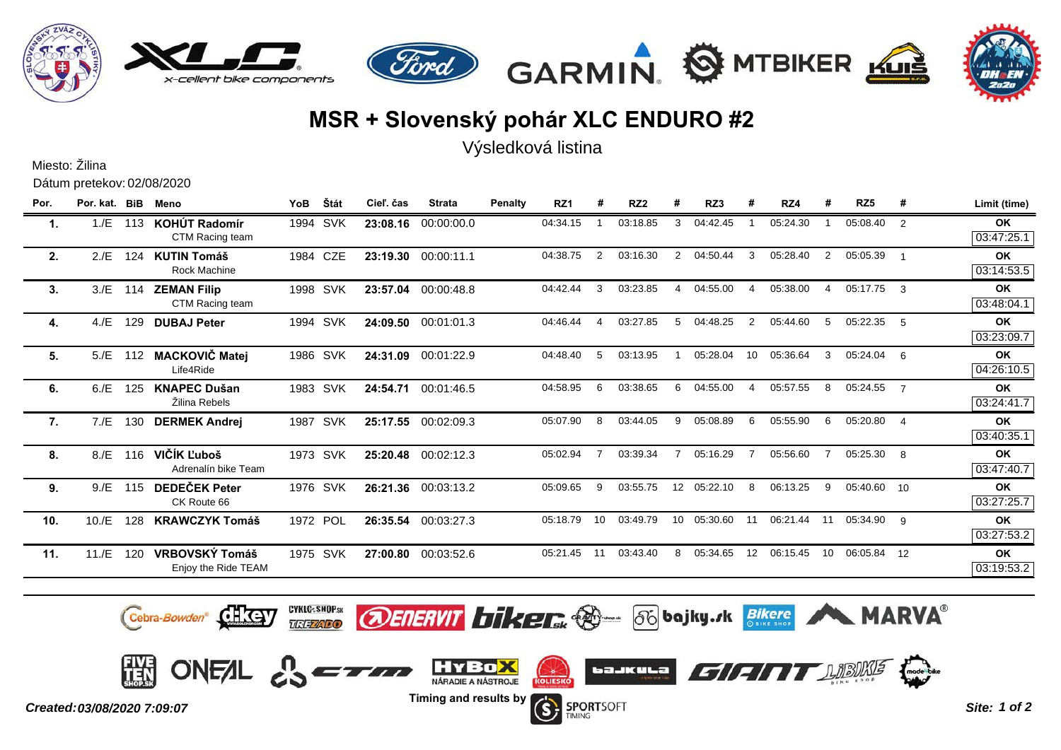# MSR + Slovenský pohár XLC ENDURO #2

## Výsledková listina

Miesto: Žilina

Dátum pretekov: 02/08/2020

| Por. | Por. kat. | BiB | Meno | YoB | Štát | Cieľ. čas | Strata | Penalty | RZ1 | # | RZ2 | # | RZ3 | # | RZ4 | # | RZ5 | # | Limit (time) |
|---|---|---|---|---|---|---|---|---|---|---|---|---|---|---|---|---|---|---|---|
| **1.** | 1./E | 113 | **KOHÚT Radomír**<br>CTM Racing team | 1994 | SVK | **23:08.16** | 00:00:00.0 | | 04:34.15 | 1 | 03:18.85 | 3 | 04:42.45 | 1 | 05:24.30 | 1 | 05:08.40 | 2 | **OK**<br>03:47:25.1 |
| **2.** | 2./E | 124 | **KUTIN Tomáš**<br>Rock Machine | 1984 | CZE | **23:19.30** | 00:00:11.1 | | 04:38.75 | 2 | 03:16.30 | 2 | 04:50.44 | 3 | 05:28.40 | 2 | 05:05.39 | 1 | **OK**<br>03:14:53.5 |
| **3.** | 3./E | 114 | **ZEMAN Filip**<br>CTM Racing team | 1998 | SVK | **23:57.04** | 00:00:48.8 | | 04:42.44 | 3 | 03:23.85 | 4 | 04:55.00 | 4 | 05:38.00 | 4 | 05:17.75 | 3 | **OK**<br>03:48:04.1 |
| **4.** | 4./E | 129 | **DUBAJ Peter** | 1994 | SVK | **24:09.50** | 00:01:01.3 | | 04:46.44 | 4 | 03:27.85 | 5 | 04:48.25 | 2 | 05:44.60 | 5 | 05:22.35 | 5 | **OK**<br>03:23:09.7 |
| **5.** | 5./E | 112 | **MACKOVIČ Matej**<br>Life4Ride | 1986 | SVK | **24:31.09** | 00:01:22.9 | | 04:48.40 | 5 | 03:13.95 | 1 | 05:28.04 | 10 | 05:36.64 | 3 | 05:24.04 | 6 | **OK**<br>04:26:10.5 |
| **6.** | 6./E | 125 | **KNAPEC Dušan**<br>Žilina Rebels | 1983 | SVK | **24:54.71** | 00:01:46.5 | | 04:58.95 | 6 | 03:38.65 | 6 | 04:55.00 | 4 | 05:57.55 | 8 | 05:24.55 | 7 | **OK**<br>03:24:41.7 |
| **7.** | 7./E | 130 | **DERMEK Andrej** | 1987 | SVK | **25:17.55** | 00:02:09.3 | | 05:07.90 | 8 | 03:44.05 | 9 | 05:08.89 | 6 | 05:55.90 | 6 | 05:20.80 | 4 | **OK**<br>03:40:35.1 |
| **8.** | 8./E | 116 | **VIČÍK Ľuboš**<br>Adrenalín bike Team | 1973 | SVK | **25:20.48** | 00:02:12.3 | | 05:02.94 | 7 | 03:39.34 | 7 | 05:16.29 | 7 | 05:56.60 | 7 | 05:25.30 | 8 | **OK**<br>03:47:40.7 |
| **9.** | 9./E | 115 | **DEDEČEK Peter**<br>CK Route 66 | 1976 | SVK | **26:21.36** | 00:03:13.2 | | 05:09.65 | 9 | 03:55.75 | 12 | 05:22.10 | 8 | 06:13.25 | 9 | 05:40.60 | 10 | **OK**<br>03:27:25.7 |
| **10.** | 10./E | 128 | **KRAWCZYK Tomáš** | 1972 | POL | **26:35.54** | 00:03:27.3 | | 05:18.79 | 10 | 03:49.79 | 10 | 05:30.60 | 11 | 06:21.44 | 11 | 05:34.90 | 9 | **OK**<br>03:27:53.2 |
| **11.** | 11./E | 120 | **VRBOVSKÝ Tomáš**<br>Enjoy the Ride TEAM | 1975 | SVK | **27:00.80** | 00:03:52.6 | | 05:21.45 | 11 | 03:43.40 | 8 | 05:34.65 | 12 | 06:15.45 | 10 | 06:05.84 | 12 | **OK**<br>03:19:53.2 |

Timing and results by SPORTSOFT TIMING

*Created: 03/08/2020 7:09:07*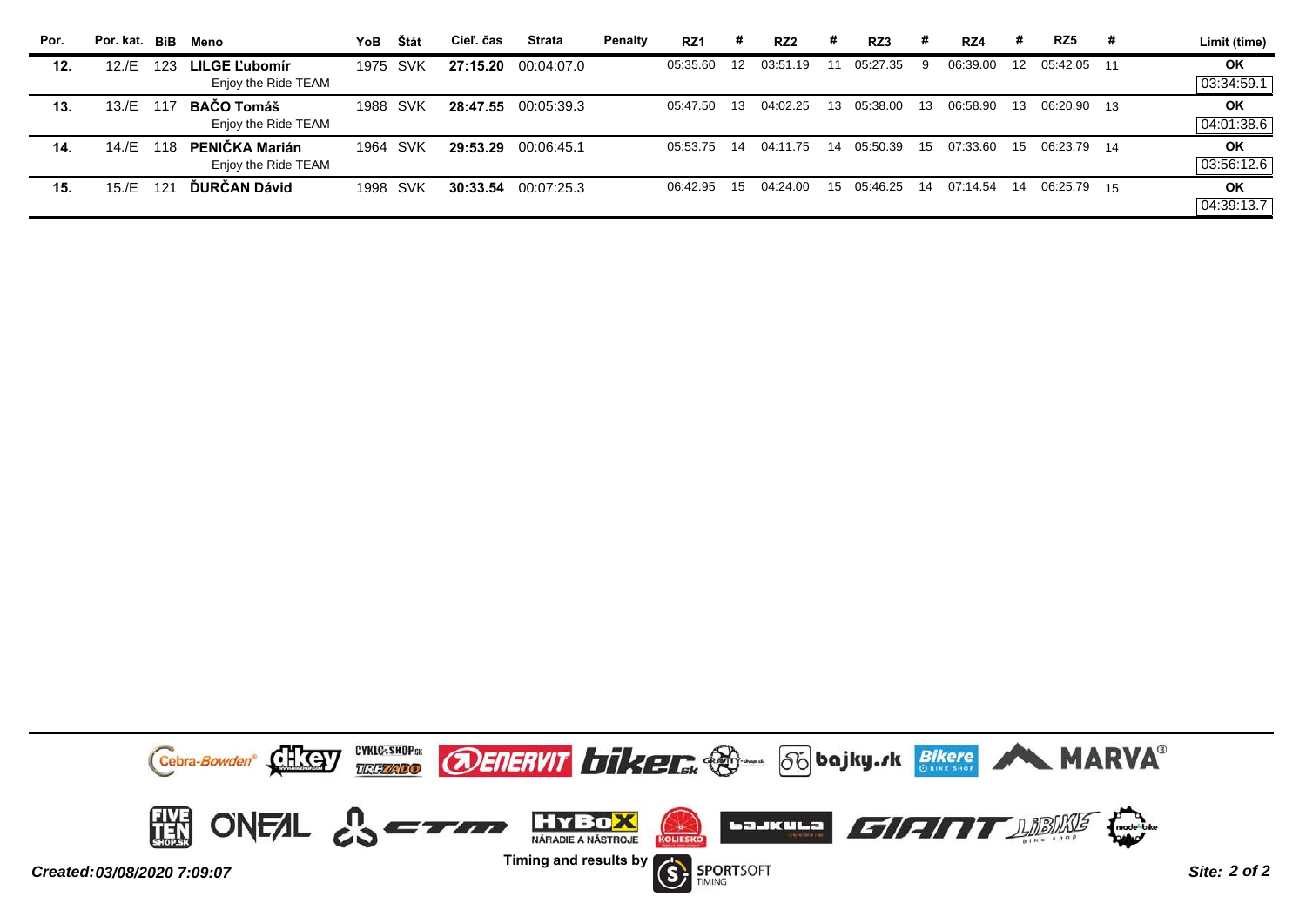| Por. | Por. kat. | BiB | Meno | YoB | Štát | Cieľ. čas | Strata | Penalty | RZ1 | # | RZ2 | # | RZ3 | # | RZ4 | # | RZ5 | # | Limit (time) |
|---|---|---|---|---|---|---|---|---|---|---|---|---|---|---|---|---|---|---|---|
| **12.** | 12./E | 123 | **LILGE Ľubomír** Enjoy the Ride TEAM | 1975 | SVK | **27:15.20** | 00:04:07.0 | | 05:35.60 | 12 | 03:51.19 | 11 | 05:27.35 | 9 | 06:39.00 | 12 | 05:42.05 | 11 | **OK** 03:34:59.1 |
| **13.** | 13./E | 117 | **BAČO Tomáš** Enjoy the Ride TEAM | 1988 | SVK | **28:47.55** | 00:05:39.3 | | 05:47.50 | 13 | 04:02.25 | 13 | 05:38.00 | 13 | 06:58.90 | 13 | 06:20.90 | 13 | **OK** 04:01:38.6 |
| **14.** | 14./E | 118 | **PENIČKA Marián** Enjoy the Ride TEAM | 1964 | SVK | **29:53.29** | 00:06:45.1 | | 05:53.75 | 14 | 04:11.75 | 14 | 05:50.39 | 15 | 07:33.60 | 15 | 06:23.79 | 14 | **OK** 03:56:12.6 |
| **15.** | 15./E | 121 | **ĎURČAN Dávid** | 1998 | SVK | **30:33.54** | 00:07:25.3 | | 06:42.95 | 15 | 04:24.00 | 15 | 05:46.25 | 14 | 07:14.54 | 14 | 06:25.79 | 15 | **OK** 04:39:13.7 |

*Created: 03/08/2020 7:09:07*

Timing and results by SPORTSOFT TIMING